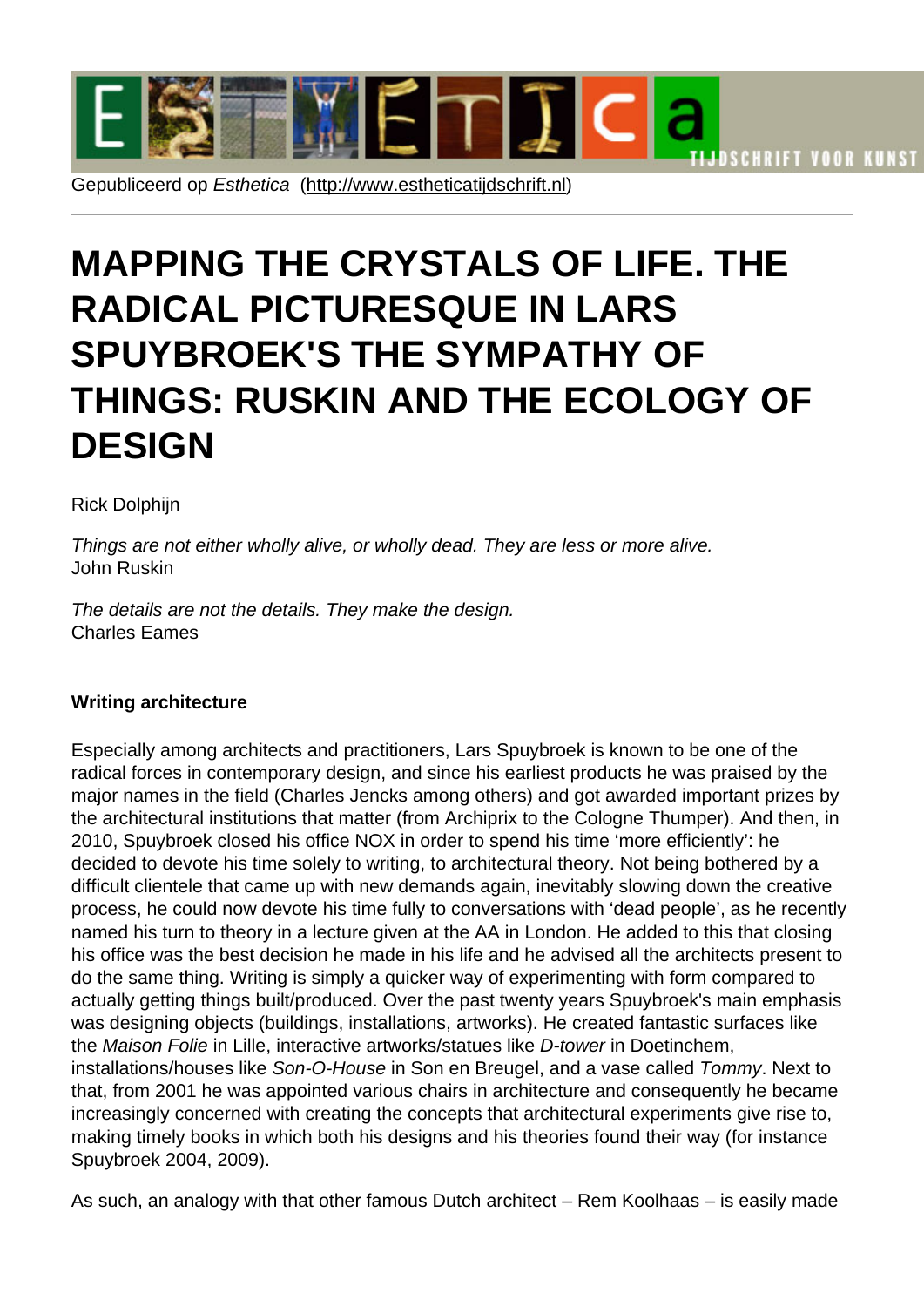Gepubliceerd op *Esthetica* (http://www.estheticatijdschrift.nl)

# MAPPING THE CRYSTALS OF LIFE. THE RADICAL PICTURESQUE IN LARS SPUYBROEK'S THE SYMPATHY OF THINGS: RUSKIN AND THE ECOLOGY OF DESIGN

Rick Dolphijn

*Things are not either wholly alive, or wholly dead. They are less or more alive.*
John Ruskin

*The details are not the details. They make the design.*
Charles Eames

**Writing architecture**

Especially among architects and practitioners, Lars Spuybroek is known to be one of the radical forces in contemporary design, and since his earliest products he was praised by the major names in the field (Charles Jencks among others) and got awarded important prizes by the architectural institutions that matter (from Archiprix to the Cologne Thumper). And then, in 2010, Spuybroek closed his office NOX in order to spend his time 'more efficiently': he decided to devote his time solely to writing, to architectural theory. Not being bothered by a difficult clientele that came up with new demands again, inevitably slowing down the creative process, he could now devote his time fully to conversations with 'dead people', as he recently named his turn to theory in a lecture given at the AA in London. He added to this that closing his office was the best decision he made in his life and he advised all the architects present to do the same thing. Writing is simply a quicker way of experimenting with form compared to actually getting things built/produced. Over the past twenty years Spuybroek's main emphasis was designing objects (buildings, installations, artworks). He created fantastic surfaces like the *Maison Folie* in Lille, interactive artworks/statues like *D-tower* in Doetinchem, installations/houses like *Son-O-House* in Son en Breugel, and a vase called *Tommy*. Next to that, from 2001 he was appointed various chairs in architecture and consequently he became increasingly concerned with creating the concepts that architectural experiments give rise to, making timely books in which both his designs and his theories found their way (for instance Spuybroek 2004, 2009).

As such, an analogy with that other famous Dutch architect – Rem Koolhaas – is easily made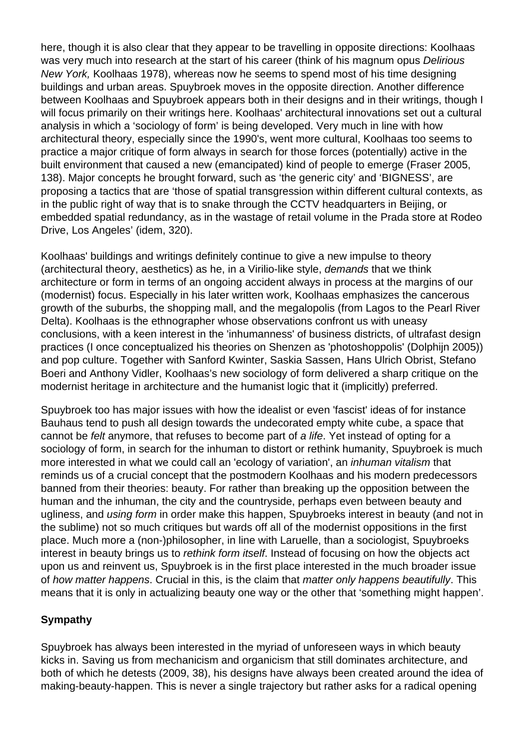here, though it is also clear that they appear to be travelling in opposite directions: Koolhaas was very much into research at the start of his career (think of his magnum opus *Delirious New York,* Koolhaas 1978), whereas now he seems to spend most of his time designing buildings and urban areas. Spuybroek moves in the opposite direction. Another difference between Koolhaas and Spuybroek appears both in their designs and in their writings, though I will focus primarily on their writings here. Koolhaas' architectural innovations set out a cultural analysis in which a 'sociology of form' is being developed. Very much in line with how architectural theory, especially since the 1990's, went more cultural, Koolhaas too seems to practice a major critique of form always in search for those forces (potentially) active in the built environment that caused a new (emancipated) kind of people to emerge (Fraser 2005, 138). Major concepts he brought forward, such as 'the generic city' and 'BIGNESS', are proposing a tactics that are 'those of spatial transgression within different cultural contexts, as in the public right of way that is to snake through the CCTV headquarters in Beijing, or embedded spatial redundancy, as in the wastage of retail volume in the Prada store at Rodeo Drive, Los Angeles' (idem, 320).

Koolhaas' buildings and writings definitely continue to give a new impulse to theory (architectural theory, aesthetics) as he, in a Virilio-like style, *demands* that we think architecture or form in terms of an ongoing accident always in process at the margins of our (modernist) focus. Especially in his later written work, Koolhaas emphasizes the cancerous growth of the suburbs, the shopping mall, and the megalopolis (from Lagos to the Pearl River Delta). Koolhaas is the ethnographer whose observations confront us with uneasy conclusions, with a keen interest in the 'inhumanness' of business districts, of ultrafast design practices (I once conceptualized his theories on Shenzen as 'photoshoppolis' (Dolphijn 2005)) and pop culture. Together with Sanford Kwinter, Saskia Sassen, Hans Ulrich Obrist, Stefano Boeri and Anthony Vidler, Koolhaas's new sociology of form delivered a sharp critique on the modernist heritage in architecture and the humanist logic that it (implicitly) preferred.

Spuybroek too has major issues with how the idealist or even 'fascist' ideas of for instance Bauhaus tend to push all design towards the undecorated empty white cube, a space that cannot be *felt* anymore, that refuses to become part of *a life*. Yet instead of opting for a sociology of form, in search for the inhuman to distort or rethink humanity, Spuybroek is much more interested in what we could call an 'ecology of variation', an *inhuman vitalism* that reminds us of a crucial concept that the postmodern Koolhaas and his modern predecessors banned from their theories: beauty. For rather than breaking up the opposition between the human and the inhuman, the city and the countryside, perhaps even between beauty and ugliness, and *using form* in order make this happen, Spuybroeks interest in beauty (and not in the sublime) not so much critiques but wards off all of the modernist oppositions in the first place. Much more a (non-)philosopher, in line with Laruelle, than a sociologist, Spuybroeks interest in beauty brings us to *rethink form itself*. Instead of focusing on how the objects act upon us and reinvent us, Spuybroek is in the first place interested in the much broader issue of *how matter happens*. Crucial in this, is the claim that *matter only happens beautifully*. This means that it is only in actualizing beauty one way or the other that 'something might happen'.

## Sympathy

Spuybroek has always been interested in the myriad of unforeseen ways in which beauty kicks in. Saving us from mechanicism and organicism that still dominates architecture, and both of which he detests (2009, 38), his designs have always been created around the idea of making-beauty-happen. This is never a single trajectory but rather asks for a radical opening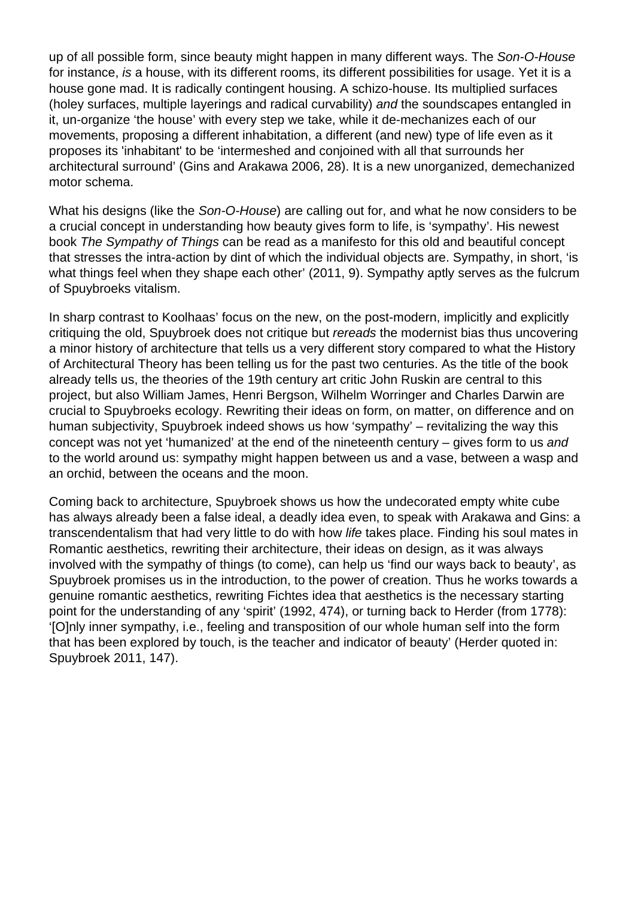up of all possible form, since beauty might happen in many different ways. The *Son-O-House* for instance, *is* a house, with its different rooms, its different possibilities for usage. Yet it is a house gone mad. It is radically contingent housing. A schizo-house. Its multiplied surfaces (holey surfaces, multiple layerings and radical curvability) *and* the soundscapes entangled in it, un-organize 'the house' with every step we take, while it de-mechanizes each of our movements, proposing a different inhabitation, a different (and new) type of life even as it proposes its 'inhabitant' to be 'intermeshed and conjoined with all that surrounds her architectural surround' (Gins and Arakawa 2006, 28). It is a new unorganized, demechanized motor schema.

What his designs (like the *Son-O-House*) are calling out for, and what he now considers to be a crucial concept in understanding how beauty gives form to life, is 'sympathy'. His newest book *The Sympathy of Things* can be read as a manifesto for this old and beautiful concept that stresses the intra-action by dint of which the individual objects are. Sympathy, in short, 'is what things feel when they shape each other' (2011, 9). Sympathy aptly serves as the fulcrum of Spuybroeks vitalism.

In sharp contrast to Koolhaas' focus on the new, on the post-modern, implicitly and explicitly critiquing the old, Spuybroek does not critique but *rereads* the modernist bias thus uncovering a minor history of architecture that tells us a very different story compared to what the History of Architectural Theory has been telling us for the past two centuries. As the title of the book already tells us, the theories of the 19th century art critic John Ruskin are central to this project, but also William James, Henri Bergson, Wilhelm Worringer and Charles Darwin are crucial to Spuybroeks ecology. Rewriting their ideas on form, on matter, on difference and on human subjectivity, Spuybroek indeed shows us how 'sympathy' – revitalizing the way this concept was not yet 'humanized' at the end of the nineteenth century – gives form to us *and* to the world around us: sympathy might happen between us and a vase, between a wasp and an orchid, between the oceans and the moon.

Coming back to architecture, Spuybroek shows us how the undecorated empty white cube has always already been a false ideal, a deadly idea even, to speak with Arakawa and Gins: a transcendentalism that had very little to do with how *life* takes place. Finding his soul mates in Romantic aesthetics, rewriting their architecture, their ideas on design, as it was always involved with the sympathy of things (to come), can help us 'find our ways back to beauty', as Spuybroek promises us in the introduction, to the power of creation. Thus he works towards a genuine romantic aesthetics, rewriting Fichtes idea that aesthetics is the necessary starting point for the understanding of any 'spirit' (1992, 474), or turning back to Herder (from 1778): '[O]nly inner sympathy, i.e., feeling and transposition of our whole human self into the form that has been explored by touch, is the teacher and indicator of beauty' (Herder quoted in: Spuybroek 2011, 147).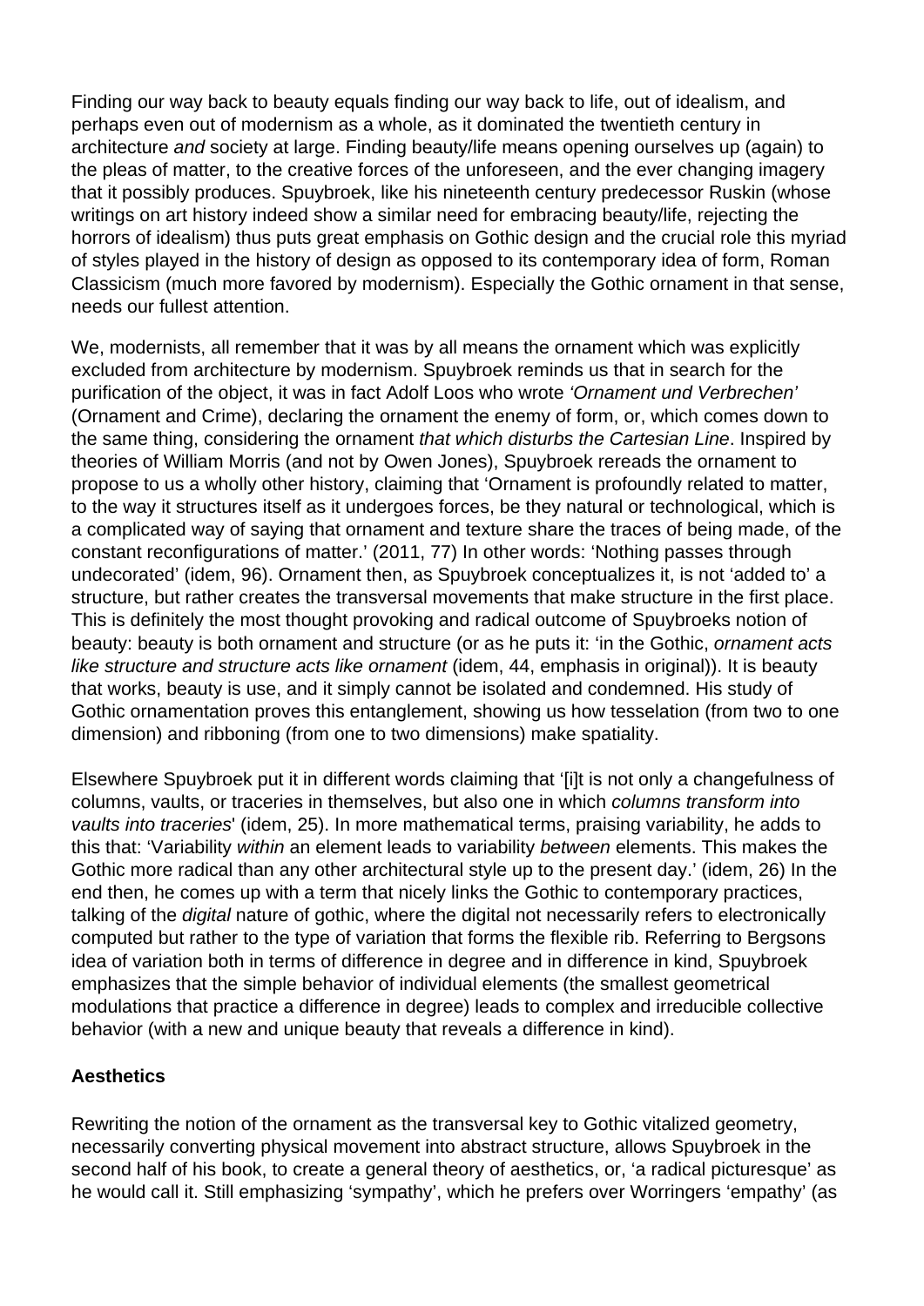Finding our way back to beauty equals finding our way back to life, out of idealism, and perhaps even out of modernism as a whole, as it dominated the twentieth century in architecture *and* society at large. Finding beauty/life means opening ourselves up (again) to the pleas of matter, to the creative forces of the unforeseen, and the ever changing imagery that it possibly produces. Spuybroek, like his nineteenth century predecessor Ruskin (whose writings on art history indeed show a similar need for embracing beauty/life, rejecting the horrors of idealism) thus puts great emphasis on Gothic design and the crucial role this myriad of styles played in the history of design as opposed to its contemporary idea of form, Roman Classicism (much more favored by modernism). Especially the Gothic ornament in that sense, needs our fullest attention.

We, modernists, all remember that it was by all means the ornament which was explicitly excluded from architecture by modernism. Spuybroek reminds us that in search for the purification of the object, it was in fact Adolf Loos who wrote *'Ornament und Verbrechen'* (Ornament and Crime), declaring the ornament the enemy of form, or, which comes down to the same thing, considering the ornament *that which disturbs the Cartesian Line*. Inspired by theories of William Morris (and not by Owen Jones), Spuybroek rereads the ornament to propose to us a wholly other history, claiming that 'Ornament is profoundly related to matter, to the way it structures itself as it undergoes forces, be they natural or technological, which is a complicated way of saying that ornament and texture share the traces of being made, of the constant reconfigurations of matter.' (2011, 77) In other words: 'Nothing passes through undecorated' (idem, 96). Ornament then, as Spuybroek conceptualizes it, is not 'added to' a structure, but rather creates the transversal movements that make structure in the first place. This is definitely the most thought provoking and radical outcome of Spuybroeks notion of beauty: beauty is both ornament and structure (or as he puts it: 'in the Gothic, *ornament acts like structure and structure acts like ornament* (idem, 44, emphasis in original)). It is beauty that works, beauty is use, and it simply cannot be isolated and condemned. His study of Gothic ornamentation proves this entanglement, showing us how tesselation (from two to one dimension) and ribboning (from one to two dimensions) make spatiality.

Elsewhere Spuybroek put it in different words claiming that '[i]t is not only a changefulness of columns, vaults, or traceries in themselves, but also one in which *columns transform into vaults into traceries*' (idem, 25). In more mathematical terms, praising variability, he adds to this that: 'Variability *within* an element leads to variability *between* elements. This makes the Gothic more radical than any other architectural style up to the present day.' (idem, 26) In the end then, he comes up with a term that nicely links the Gothic to contemporary practices, talking of the *digital* nature of gothic, where the digital not necessarily refers to electronically computed but rather to the type of variation that forms the flexible rib. Referring to Bergsons idea of variation both in terms of difference in degree and in difference in kind, Spuybroek emphasizes that the simple behavior of individual elements (the smallest geometrical modulations that practice a difference in degree) leads to complex and irreducible collective behavior (with a new and unique beauty that reveals a difference in kind).

**Aesthetics**

Rewriting the notion of the ornament as the transversal key to Gothic vitalized geometry, necessarily converting physical movement into abstract structure, allows Spuybroek in the second half of his book, to create a general theory of aesthetics, or, 'a radical picturesque' as he would call it. Still emphasizing 'sympathy', which he prefers over Worringers 'empathy' (as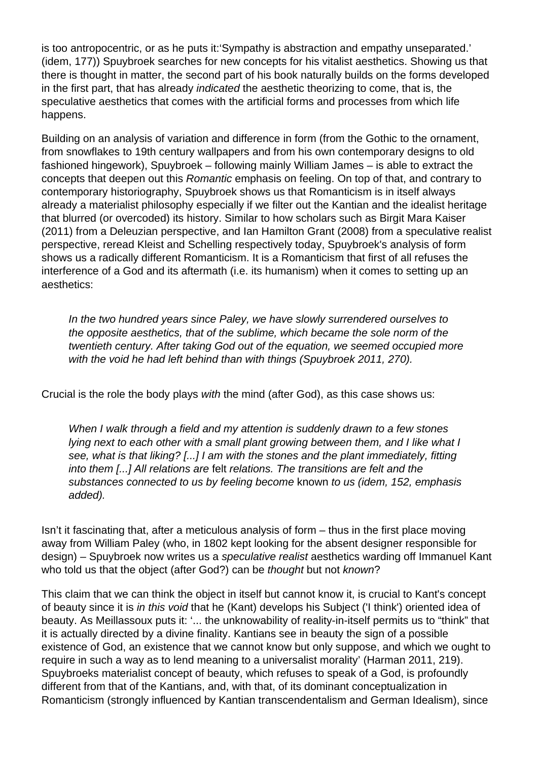is too antropocentric, or as he puts it:‘Sympathy is abstraction and empathy unseparated.’ (idem, 177)) Spuybroek searches for new concepts for his vitalist aesthetics. Showing us that there is thought in matter, the second part of his book naturally builds on the forms developed in the first part, that has already *indicated* the aesthetic theorizing to come, that is, the speculative aesthetics that comes with the artificial forms and processes from which life happens.

Building on an analysis of variation and difference in form (from the Gothic to the ornament, from snowflakes to 19th century wallpapers and from his own contemporary designs to old fashioned hingework), Spuybroek – following mainly William James – is able to extract the concepts that deepen out this *Romantic* emphasis on feeling. On top of that, and contrary to contemporary historiography, Spuybroek shows us that Romanticism is in itself always already a materialist philosophy especially if we filter out the Kantian and the idealist heritage that blurred (or overcoded) its history. Similar to how scholars such as Birgit Mara Kaiser (2011) from a Deleuzian perspective, and Ian Hamilton Grant (2008) from a speculative realist perspective, reread Kleist and Schelling respectively today, Spuybroek's analysis of form shows us a radically different Romanticism. It is a Romanticism that first of all refuses the interference of a God and its aftermath (i.e. its humanism) when it comes to setting up an aesthetics:

> *In the two hundred years since Paley, we have slowly surrendered ourselves to the opposite aesthetics, that of the sublime, which became the sole norm of the twentieth century. After taking God out of the equation, we seemed occupied more with the void he had left behind than with things (Spuybroek 2011, 270).*

Crucial is the role the body plays *with* the mind (after God), as this case shows us:

> *When I walk through a field and my attention is suddenly drawn to a few stones lying next to each other with a small plant growing between them, and I like what I see, what is that liking? [...] I am with the stones and the plant immediately, fitting into them [...] All relations are* felt *relations. The transitions are felt and the substances connected to us by feeling become* known *to us (idem, 152, emphasis added).*

Isn’t it fascinating that, after a meticulous analysis of form – thus in the first place moving away from William Paley (who, in 1802 kept looking for the absent designer responsible for design) – Spuybroek now writes us a *speculative realist* aesthetics warding off Immanuel Kant who told us that the object (after God?) can be *thought* but not *known*?

This claim that we can think the object in itself but cannot know it, is crucial to Kant's concept of beauty since it is *in this void* that he (Kant) develops his Subject ('I think') oriented idea of beauty. As Meillassoux puts it: ‘... the unknowability of reality-in-itself permits us to “think” that it is actually directed by a divine finality. Kantians see in beauty the sign of a possible existence of God, an existence that we cannot know but only suppose, and which we ought to require in such a way as to lend meaning to a universalist morality’ (Harman 2011, 219). Spuybroeks materialist concept of beauty, which refuses to speak of a God, is profoundly different from that of the Kantians, and, with that, of its dominant conceptualization in Romanticism (strongly influenced by Kantian transcendentalism and German Idealism), since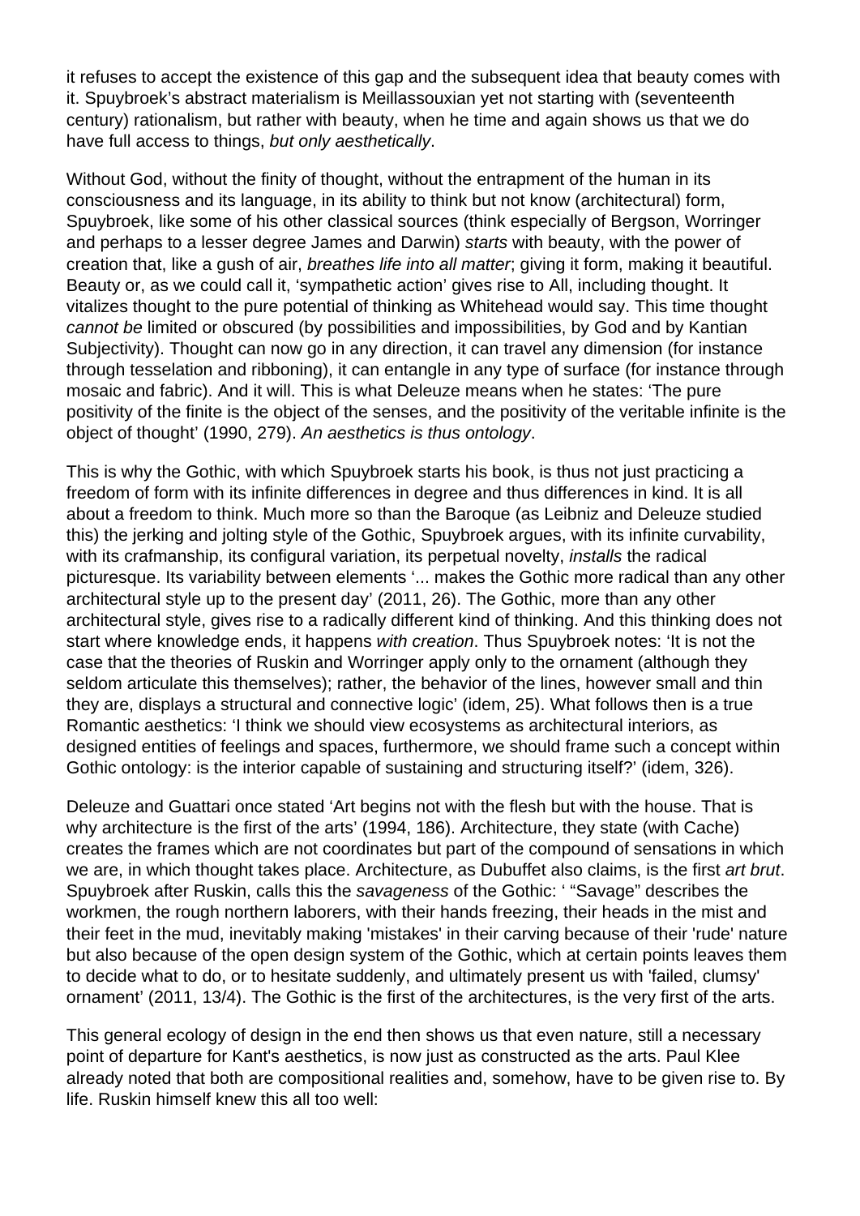it refuses to accept the existence of this gap and the subsequent idea that beauty comes with it. Spuybroek's abstract materialism is Meillassouxian yet not starting with (seventeenth century) rationalism, but rather with beauty, when he time and again shows us that we do have full access to things, *but only aesthetically*.

Without God, without the finity of thought, without the entrapment of the human in its consciousness and its language, in its ability to think but not know (architectural) form, Spuybroek, like some of his other classical sources (think especially of Bergson, Worringer and perhaps to a lesser degree James and Darwin) *starts* with beauty, with the power of creation that, like a gush of air, *breathes life into all matter*; giving it form, making it beautiful. Beauty or, as we could call it, 'sympathetic action' gives rise to All, including thought. It vitalizes thought to the pure potential of thinking as Whitehead would say. This time thought *cannot be* limited or obscured (by possibilities and impossibilities, by God and by Kantian Subjectivity). Thought can now go in any direction, it can travel any dimension (for instance through tesselation and ribboning), it can entangle in any type of surface (for instance through mosaic and fabric). And it will. This is what Deleuze means when he states: 'The pure positivity of the finite is the object of the senses, and the positivity of the veritable infinite is the object of thought' (1990, 279). *An aesthetics is thus ontology*.

This is why the Gothic, with which Spuybroek starts his book, is thus not just practicing a freedom of form with its infinite differences in degree and thus differences in kind. It is all about a freedom to think. Much more so than the Baroque (as Leibniz and Deleuze studied this) the jerking and jolting style of the Gothic, Spuybroek argues, with its infinite curvability, with its crafmanship, its configural variation, its perpetual novelty, *installs* the radical picturesque. Its variability between elements '... makes the Gothic more radical than any other architectural style up to the present day' (2011, 26). The Gothic, more than any other architectural style, gives rise to a radically different kind of thinking. And this thinking does not start where knowledge ends, it happens *with creation*. Thus Spuybroek notes: 'It is not the case that the theories of Ruskin and Worringer apply only to the ornament (although they seldom articulate this themselves); rather, the behavior of the lines, however small and thin they are, displays a structural and connective logic' (idem, 25). What follows then is a true Romantic aesthetics: 'I think we should view ecosystems as architectural interiors, as designed entities of feelings and spaces, furthermore, we should frame such a concept within Gothic ontology: is the interior capable of sustaining and structuring itself?' (idem, 326).

Deleuze and Guattari once stated 'Art begins not with the flesh but with the house. That is why architecture is the first of the arts' (1994, 186). Architecture, they state (with Cache) creates the frames which are not coordinates but part of the compound of sensations in which we are, in which thought takes place. Architecture, as Dubuffet also claims, is the first *art brut*. Spuybroek after Ruskin, calls this the *savageness* of the Gothic: ' "Savage" describes the workmen, the rough northern laborers, with their hands freezing, their heads in the mist and their feet in the mud, inevitably making 'mistakes' in their carving because of their 'rude' nature but also because of the open design system of the Gothic, which at certain points leaves them to decide what to do, or to hesitate suddenly, and ultimately present us with 'failed, clumsy' ornament' (2011, 13/4). The Gothic is the first of the architectures, is the very first of the arts.

This general ecology of design in the end then shows us that even nature, still a necessary point of departure for Kant's aesthetics, is now just as constructed as the arts. Paul Klee already noted that both are compositional realities and, somehow, have to be given rise to. By life. Ruskin himself knew this all too well: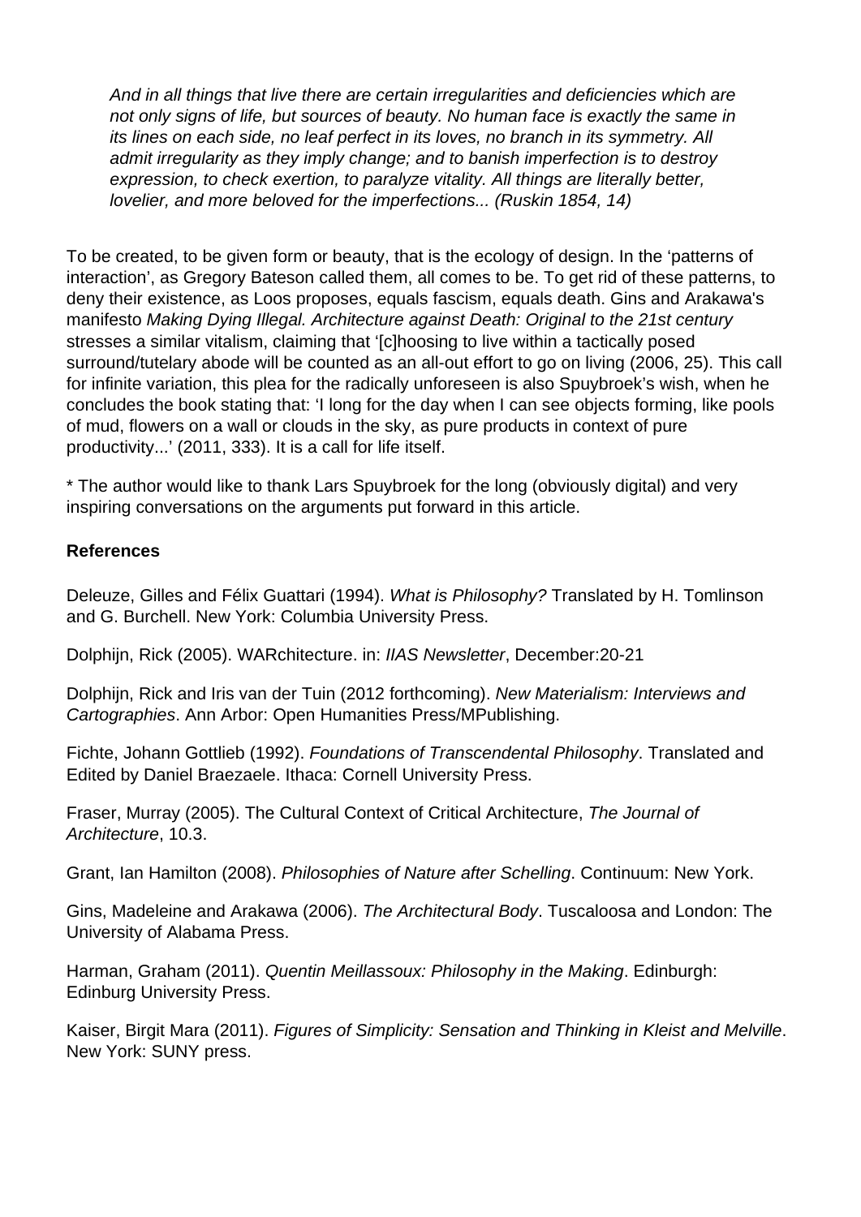> *And in all things that live there are certain irregularities and deficiencies which are not only signs of life, but sources of beauty. No human face is exactly the same in its lines on each side, no leaf perfect in its loves, no branch in its symmetry. All admit irregularity as they imply change; and to banish imperfection is to destroy expression, to check exertion, to paralyze vitality. All things are literally better, lovelier, and more beloved for the imperfections... (Ruskin 1854, 14)*

To be created, to be given form or beauty, that is the ecology of design. In the 'patterns of interaction', as Gregory Bateson called them, all comes to be. To get rid of these patterns, to deny their existence, as Loos proposes, equals fascism, equals death. Gins and Arakawa's manifesto *Making Dying Illegal. Architecture against Death: Original to the 21st century* stresses a similar vitalism, claiming that '[c]hoosing to live within a tactically posed surround/tutelary abode will be counted as an all-out effort to go on living (2006, 25). This call for infinite variation, this plea for the radically unforeseen is also Spuybroek's wish, when he concludes the book stating that: 'I long for the day when I can see objects forming, like pools of mud, flowers on a wall or clouds in the sky, as pure products in context of pure productivity...' (2011, 333). It is a call for life itself.

* The author would like to thank Lars Spuybroek for the long (obviously digital) and very inspiring conversations on the arguments put forward in this article.

**References**

Deleuze, Gilles and Félix Guattari (1994). *What is Philosophy?* Translated by H. Tomlinson and G. Burchell. New York: Columbia University Press.

Dolphijn, Rick (2005). WARchitecture. in: *IIAS Newsletter*, December:20-21

Dolphijn, Rick and Iris van der Tuin (2012 forthcoming). *New Materialism: Interviews and Cartographies*. Ann Arbor: Open Humanities Press/MPublishing.

Fichte, Johann Gottlieb (1992). *Foundations of Transcendental Philosophy*. Translated and Edited by Daniel Braezaele. Ithaca: Cornell University Press.

Fraser, Murray (2005). The Cultural Context of Critical Architecture, *The Journal of Architecture*, 10.3.

Grant, Ian Hamilton (2008). *Philosophies of Nature after Schelling*. Continuum: New York.

Gins, Madeleine and Arakawa (2006). *The Architectural Body*. Tuscaloosa and London: The University of Alabama Press.

Harman, Graham (2011). *Quentin Meillassoux: Philosophy in the Making*. Edinburgh: Edinburg University Press.

Kaiser, Birgit Mara (2011). *Figures of Simplicity: Sensation and Thinking in Kleist and Melville*. New York: SUNY press.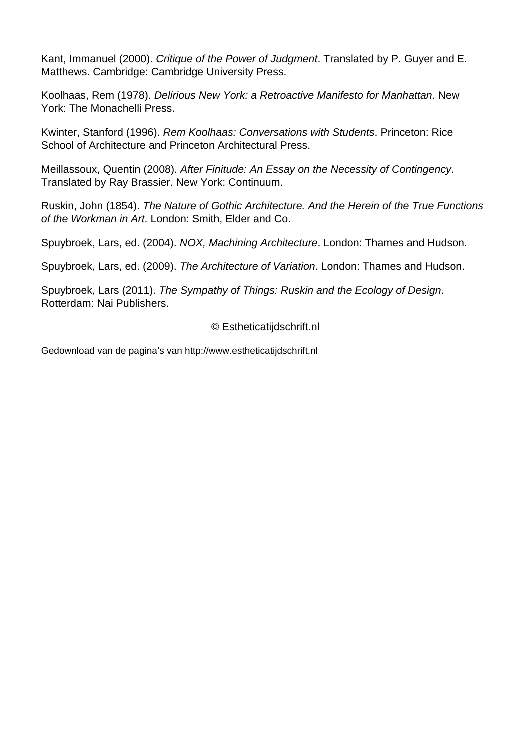Kant, Immanuel (2000). *Critique of the Power of Judgment*. Translated by P. Guyer and E. Matthews. Cambridge: Cambridge University Press.

Koolhaas, Rem (1978). *Delirious New York: a Retroactive Manifesto for Manhattan*. New York: The Monachelli Press.

Kwinter, Stanford (1996). *Rem Koolhaas: Conversations with Students*. Princeton: Rice School of Architecture and Princeton Architectural Press.

Meillassoux, Quentin (2008). *After Finitude: An Essay on the Necessity of Contingency*. Translated by Ray Brassier. New York: Continuum.

Ruskin, John (1854). *The Nature of Gothic Architecture. And the Herein of the True Functions of the Workman in Art*. London: Smith, Elder and Co.

Spuybroek, Lars, ed. (2004). *NOX, Machining Architecture*. London: Thames and Hudson.

Spuybroek, Lars, ed. (2009). *The Architecture of Variation*. London: Thames and Hudson.

Spuybroek, Lars (2011). *The Sympathy of Things: Ruskin and the Ecology of Design*. Rotterdam: Nai Publishers.

© Estheticatijdschrift.nl

Gedownload van de pagina's van http://www.estheticatijdschrift.nl